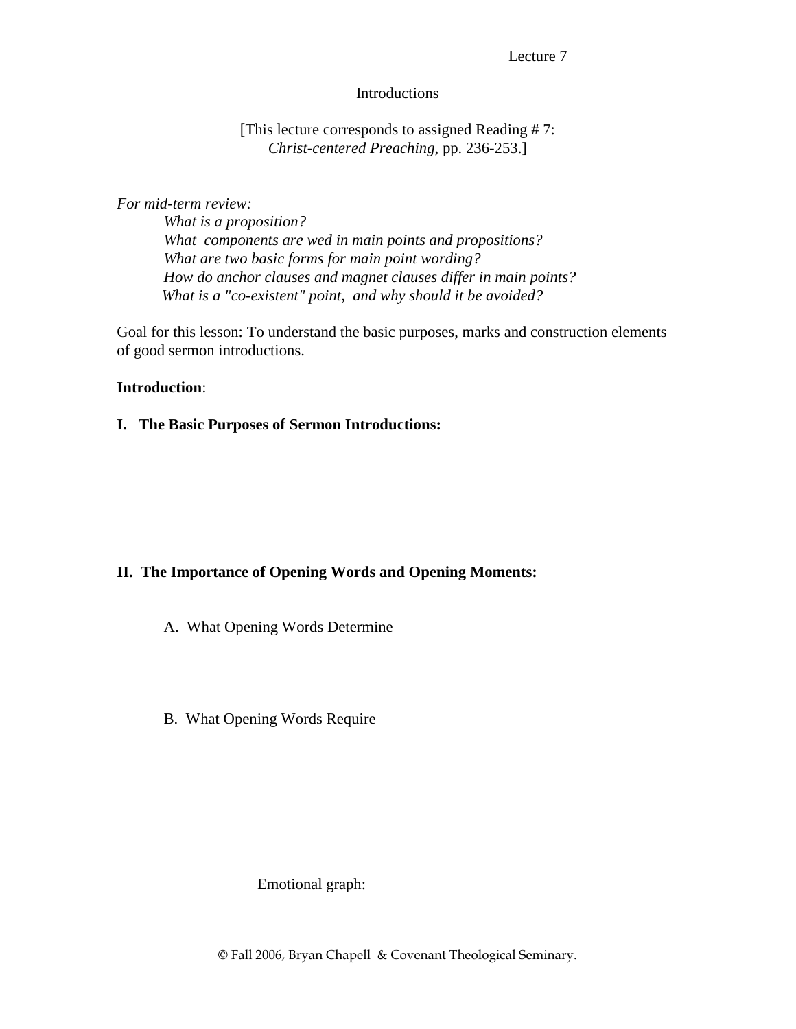Lecture 7

# Introductions

[This lecture corresponds to assigned Reading # 7: *Christ-centered Preaching*, pp. 236-253.]

*For mid-term review:*

*What is a proposition?*
*What components are wed in main points and propositions?*
*What are two basic forms for main point wording?*
*How do anchor clauses and magnet clauses differ in main points?*
*What is a "co-existent" point, and why should it be avoided?*

Goal for this lesson: To understand the basic purposes, marks and construction elements of good sermon introductions.

**Introduction**:

## I. The Basic Purposes of Sermon Introductions:

## II. The Importance of Opening Words and Opening Moments:

A. What Opening Words Determine

B. What Opening Words Require

Emotional graph:

© Fall 2006, Bryan Chapell & Covenant Theological Seminary.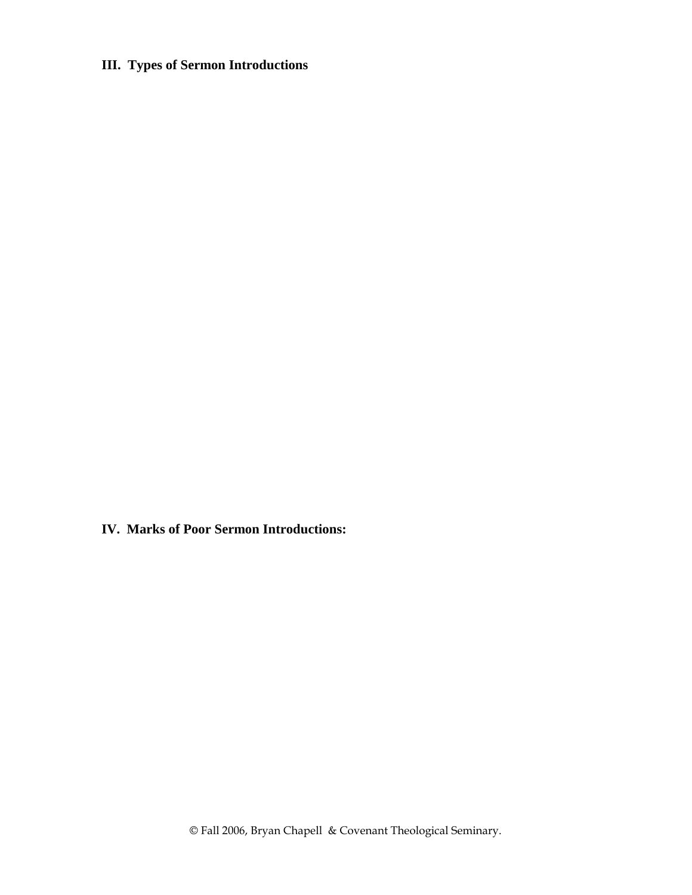### III. Types of Sermon Introductions

### IV. Marks of Poor Sermon Introductions:

© Fall 2006, Bryan Chapell & Covenant Theological Seminary.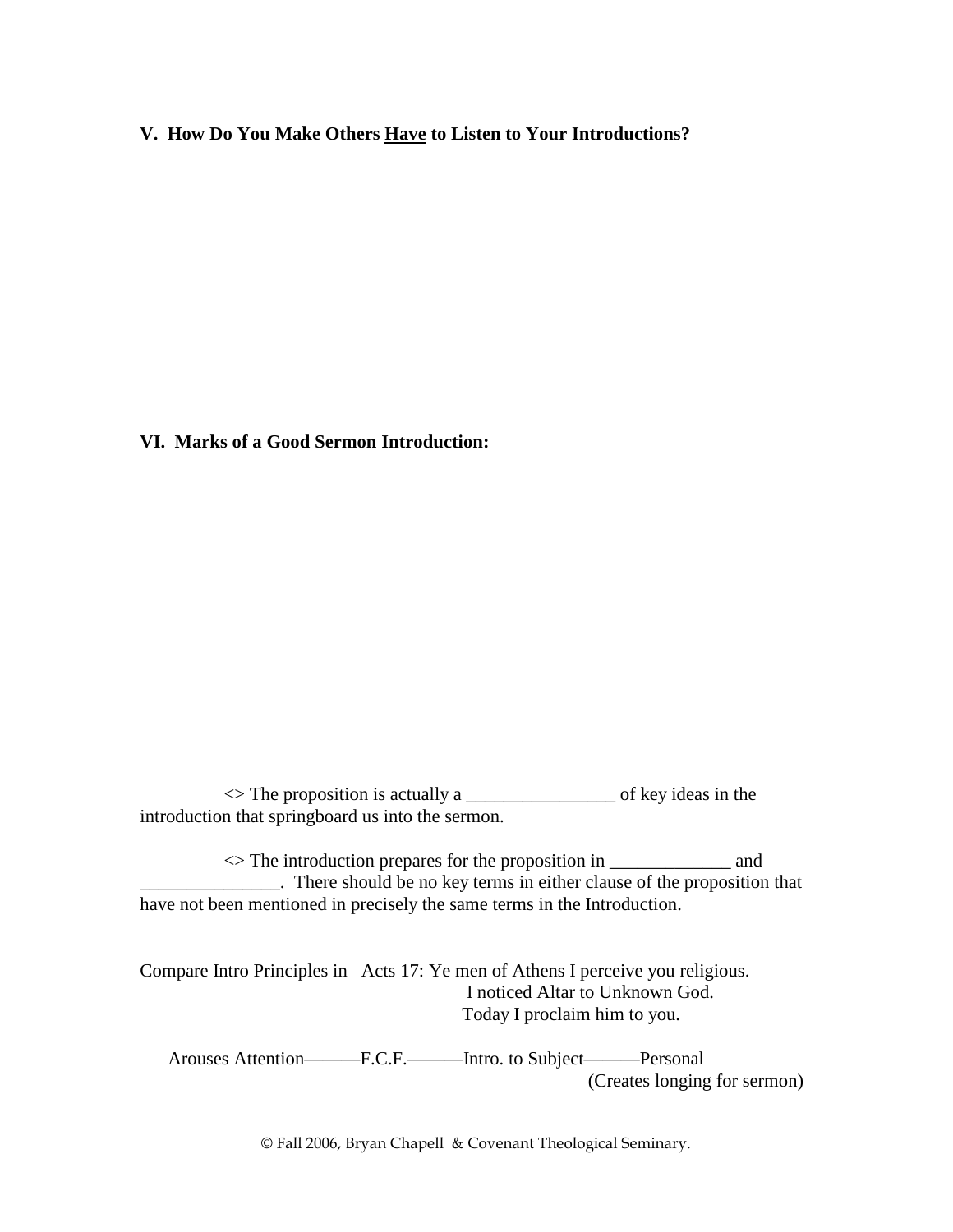### V. How Do You Make Others <u>Have</u> to Listen to Your Introductions?

### VI. Marks of a Good Sermon Introduction:

<> The proposition is actually a ________________ of key ideas in the introduction that springboard us into the sermon.

<> The introduction prepares for the proposition in _____________ and _______________. There should be no key terms in either clause of the proposition that have not been mentioned in precisely the same terms in the Introduction.

Compare Intro Principles in Acts 17: Ye men of Athens I perceive you religious.
I noticed Altar to Unknown God.
Today I proclaim him to you.

Arouses Attention———F.C.F.———Intro. to Subject———Personal
(Creates longing for sermon)

© Fall 2006, Bryan Chapell & Covenant Theological Seminary.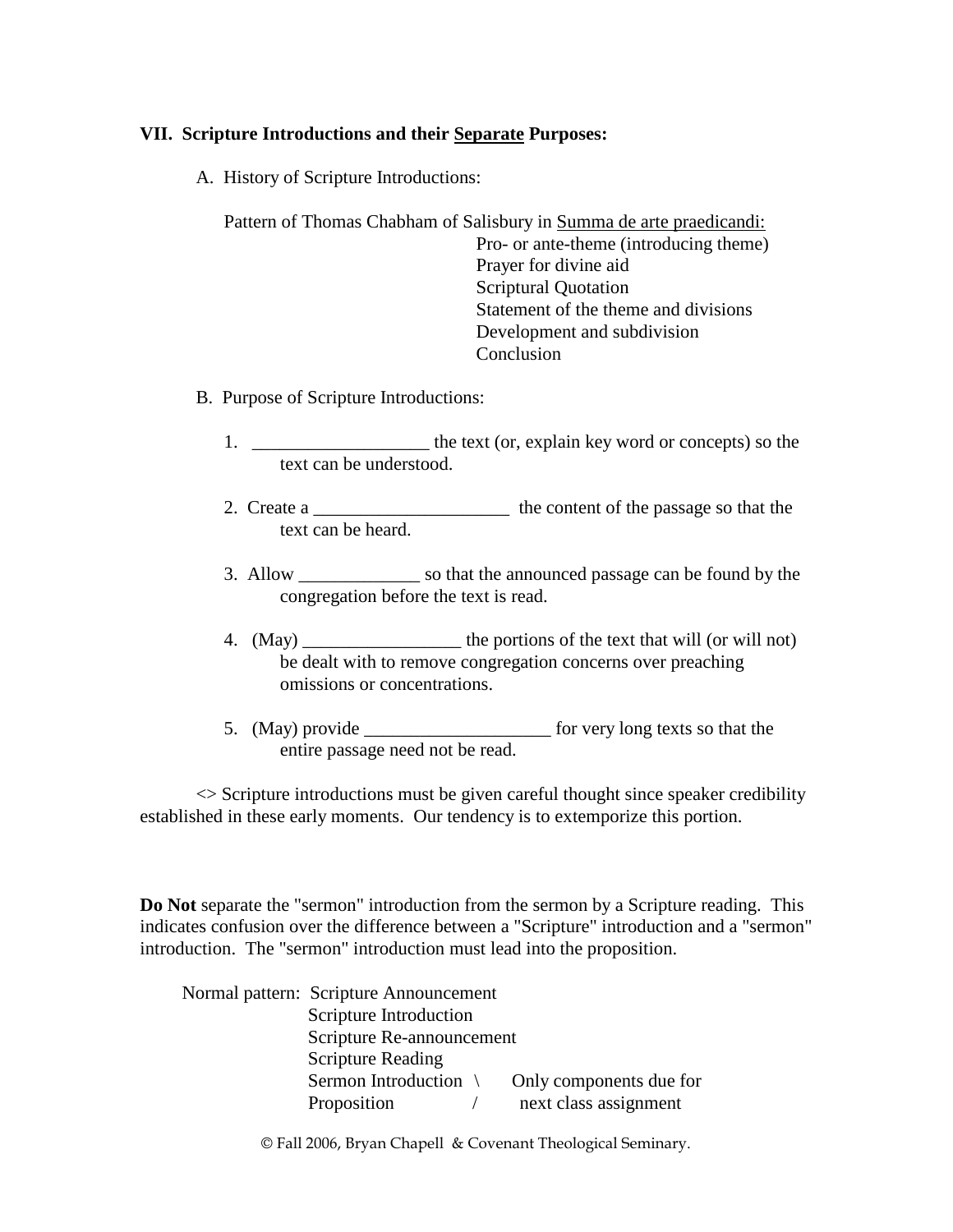**VII. Scripture Introductions and their <u>Separate</u> Purposes:**

A. History of Scripture Introductions:

Pattern of Thomas Chabham of Salisbury in <u>Summa de arte praedicandi:</u>

Pro- or ante-theme (introducing theme)
Prayer for divine aid
Scriptural Quotation
Statement of the theme and divisions
Development and subdivision
Conclusion

B. Purpose of Scripture Introductions:

1. ___________________ the text (or, explain key word or concepts) so the text can be understood.

2. Create a _____________________ the content of the passage so that the text can be heard.

3. Allow _____________ so that the announced passage can be found by the congregation before the text is read.

4. (May) _________________ the portions of the text that will (or will not) be dealt with to remove congregation concerns over preaching omissions or concentrations.

5. (May) provide ____________________ for very long texts so that the entire passage need not be read.

<> Scripture introductions must be given careful thought since speaker credibility established in these early moments. Our tendency is to extemporize this portion.

**Do Not** separate the "sermon" introduction from the sermon by a Scripture reading. This indicates confusion over the difference between a "Scripture" introduction and a "sermon" introduction. The "sermon" introduction must lead into the proposition.

Normal pattern: Scripture Announcement
Scripture Introduction
Scripture Re-announcement
Scripture Reading
Sermon Introduction \ Only components due for
Proposition / next class assignment

© Fall 2006, Bryan Chapell & Covenant Theological Seminary.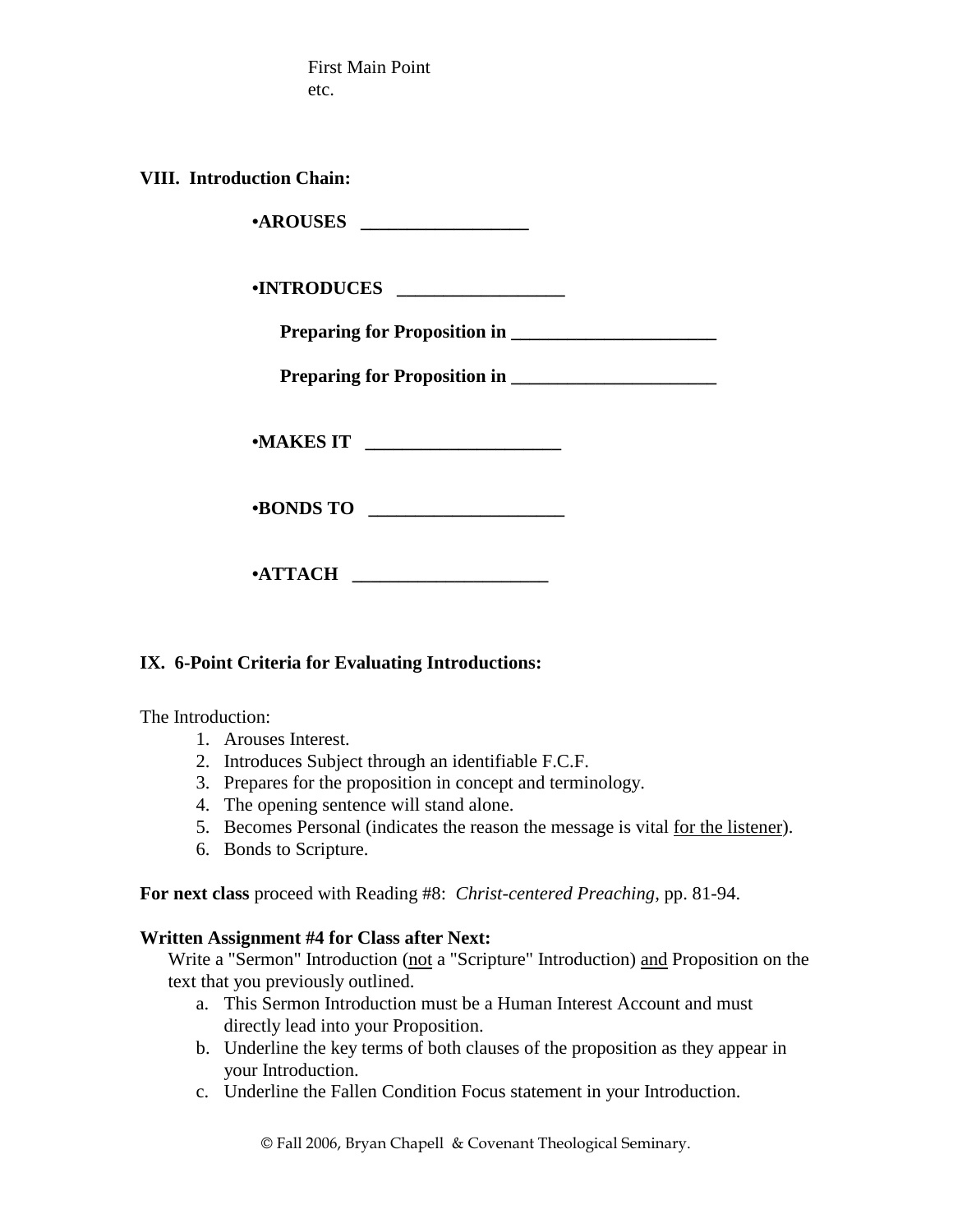First Main Point
etc.

## VIII. Introduction Chain:

**•AROUSES ________________**

**•INTRODUCES ________________**

**Preparing for Proposition in ____________________**

**Preparing for Proposition in ____________________**

**•MAKES IT ___________________**

**•BONDS TO ___________________**

**•ATTACH ___________________**

## IX. 6-Point Criteria for Evaluating Introductions:

The Introduction:

1. Arouses Interest.
2. Introduces Subject through an identifiable F.C.F.
3. Prepares for the proposition in concept and terminology.
4. The opening sentence will stand alone.
5. Becomes Personal (indicates the reason the message is vital <u>for the listener</u>).
6. Bonds to Scripture.

**For next class** proceed with Reading #8: *Christ-centered Preaching*, pp. 81-94.

**Written Assignment #4 for Class after Next:**

Write a "Sermon" Introduction (<u>not</u> a "Scripture" Introduction) <u>and</u> Proposition on the text that you previously outlined.

a. This Sermon Introduction must be a Human Interest Account and must directly lead into your Proposition.
b. Underline the key terms of both clauses of the proposition as they appear in your Introduction.
c. Underline the Fallen Condition Focus statement in your Introduction.

© Fall 2006, Bryan Chapell & Covenant Theological Seminary.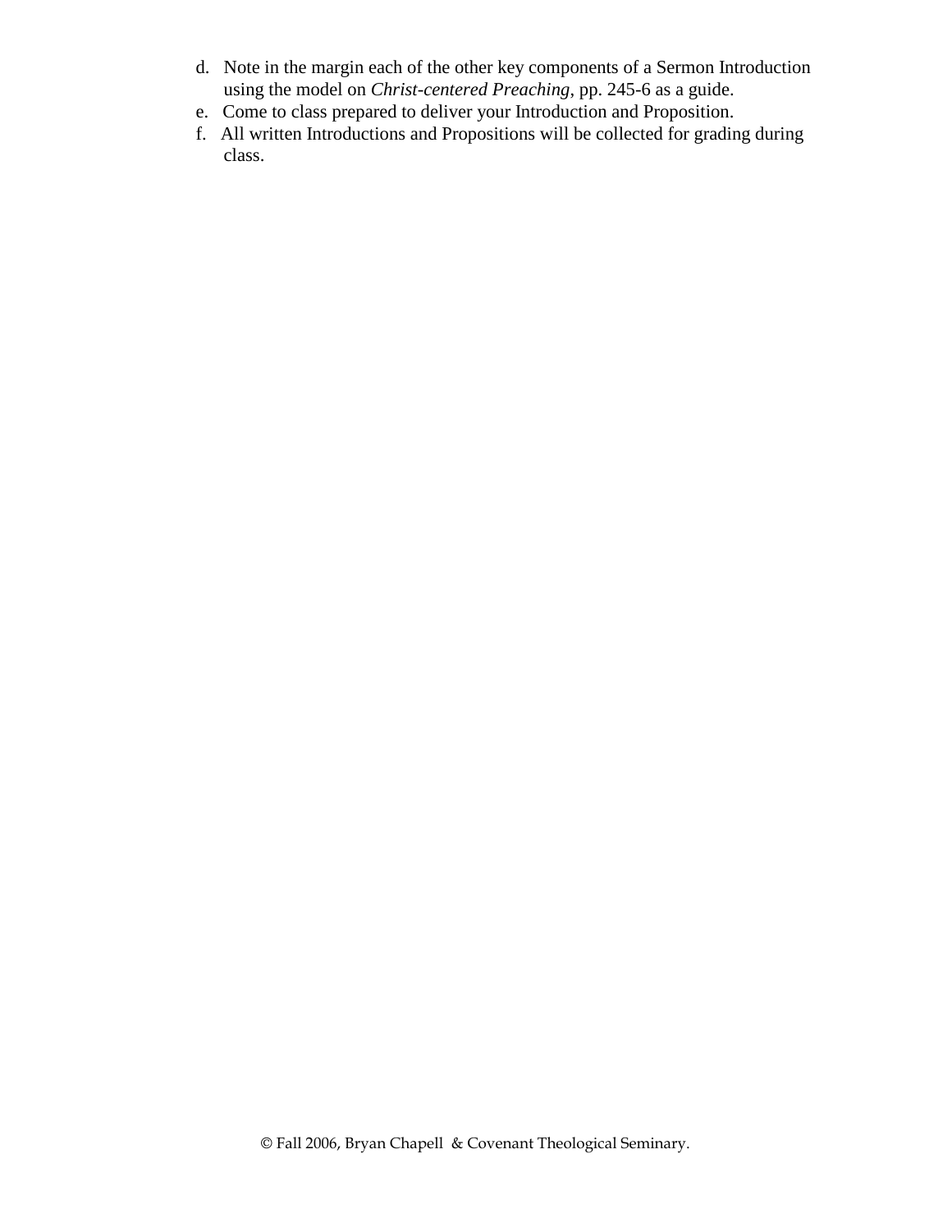d. Note in the margin each of the other key components of a Sermon Introduction using the model on *Christ-centered Preaching*, pp. 245-6 as a guide.
e. Come to class prepared to deliver your Introduction and Proposition.
f. All written Introductions and Propositions will be collected for grading during class.